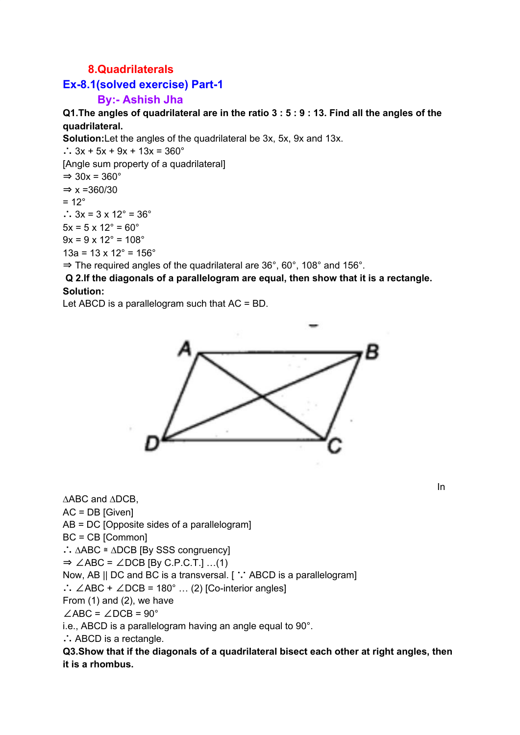# 8.Quadrilaterals

## Ex-8.1(solved exercise) Part-1

### By:- Ashish Jha

**Q1.The angles of quadrilateral are in the ratio 3 : 5 : 9 : 13. Find all the angles of the quadrilateral.**

**Solution:**Let the angles of the quadrilateral be 3x, 5x, 9x and 13x.

∴ $3x + 5x + 9x + 13x = 360°$

[Angle sum property of a quadrilateral]

⇒ $30x = 360°$

⇒ $x = 360/30$

$= 12°$

∴ $3x = 3 \times 12° = 36°$

$5x = 5 \times 12° = 60°$

$9x = 9 \times 12° = 108°$

$13a = 13 \times 12° = 156°$

⇒ The required angles of the quadrilateral are 36°, 60°, 108° and 156°.

**Q 2.If the diagonals of a parallelogram are equal, then show that it is a rectangle.**

**Solution:**

Let ABCD is a parallelogram such that AC = BD.

In ΔABC and ΔDCB,

AC = DB [Given]

AB = DC [Opposite sides of a parallelogram]

BC = CB [Common]

∴ ΔABC ≅ ΔDCB [By SSS congruency]

⇒ ∠ABC = ∠DCB [By C.P.C.T.] …(1)

Now, AB || DC and BC is a transversal. [ ∵ ABCD is a parallelogram]

∴ ∠ABC + ∠DCB = 180° … (2) [Co-interior angles]

From (1) and (2), we have

∠ABC = ∠DCB = 90°

i.e., ABCD is a parallelogram having an angle equal to 90°.

∴ ABCD is a rectangle.

**Q3.Show that if the diagonals of a quadrilateral bisect each other at right angles, then it is a rhombus.**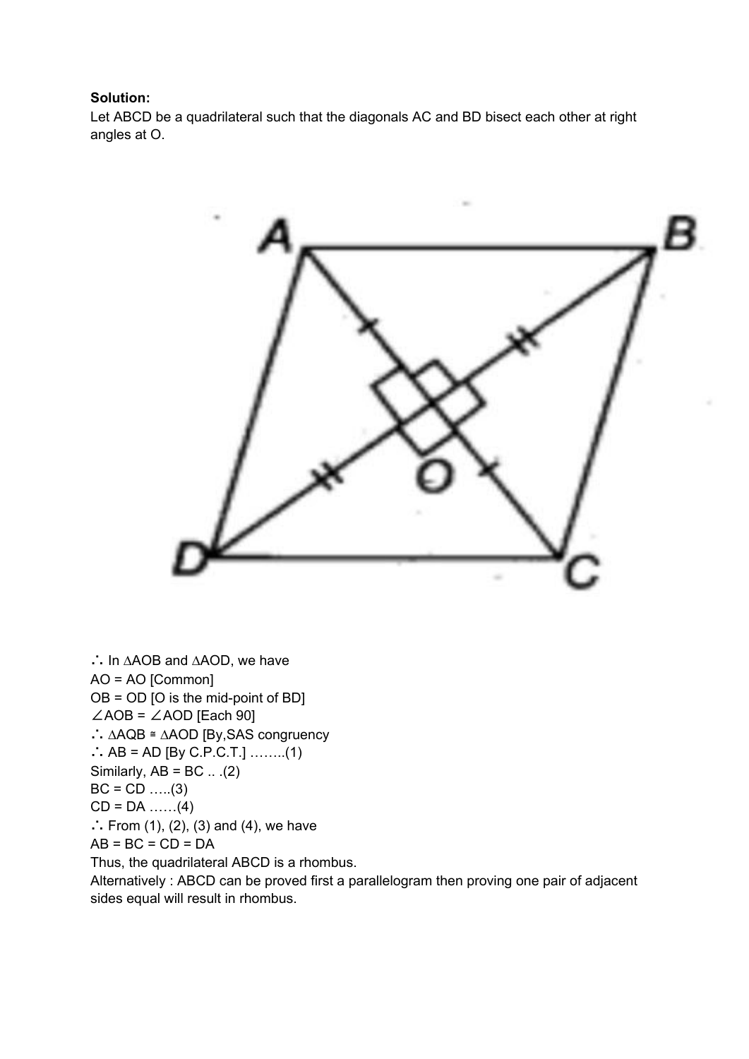**Solution:**

Let ABCD be a quadrilateral such that the diagonals AC and BD bisect each other at right angles at O.

∴ In ΔAOB and ΔAOD, we have

AO = AO [Common]

OB = OD [O is the mid-point of BD]

∠AOB = ∠AOD [Each 90]

∴ ΔAQB ≅ ΔAOD [By,SAS congruency

∴ AB = AD [By C.P.C.T.] ……..(1)

Similarly, AB = BC .. .(2)

BC = CD …..(3)

CD = DA ……(4)

∴ From (1), (2), (3) and (4), we have

AB = BC = CD = DA

Thus, the quadrilateral ABCD is a rhombus.

Alternatively : ABCD can be proved first a parallelogram then proving one pair of adjacent sides equal will result in rhombus.